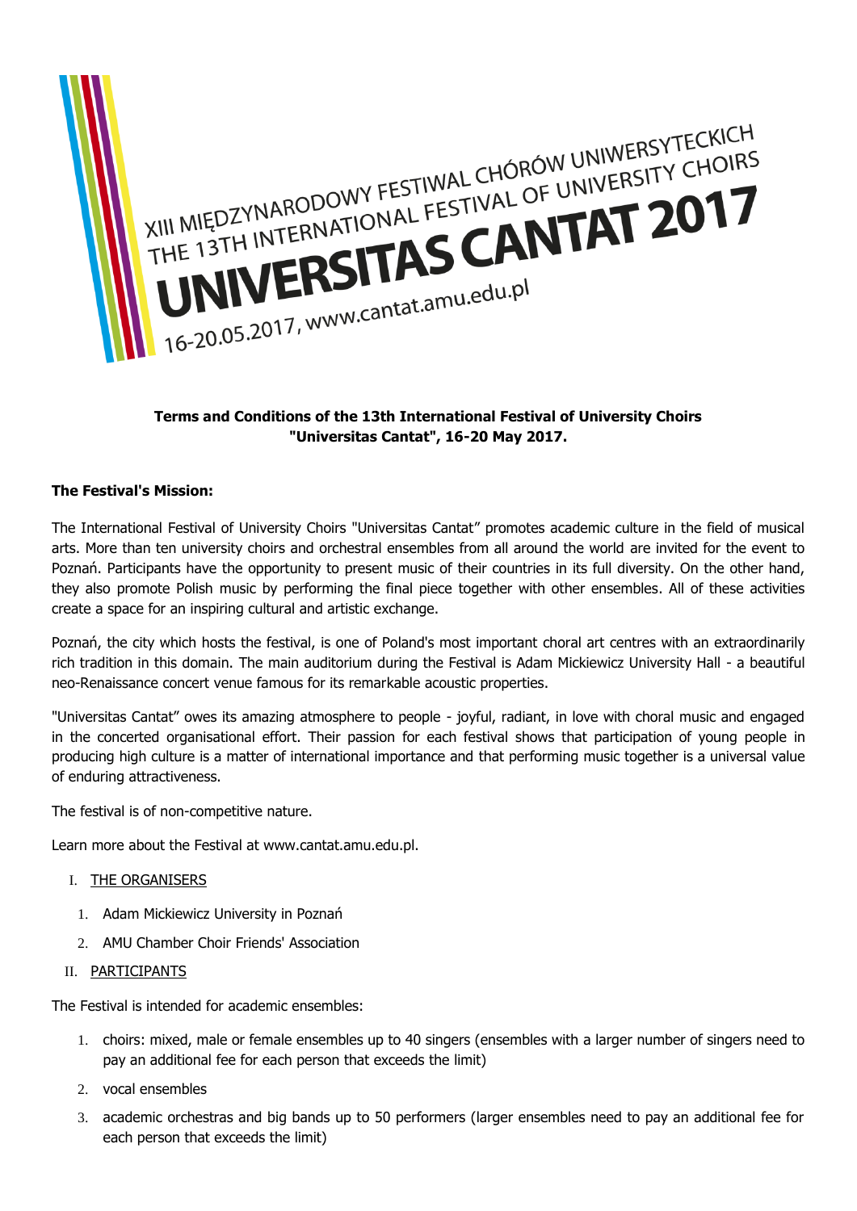XIII MIĘDZYNARODOWY FESTIWAL CHÓRÓW UNIWERSYTECKICH
THE 13TH INTERNATIONAL FESTIVAL OF UNIVERSITY CHOIRS
UNIVERSITAS CANTAT 2017
16-20.05.2017, www.cantat.amu.edu.pl

**Terms and Conditions of the 13th International Festival of University Choirs "Universitas Cantat", 16-20 May 2017.**

**The Festival's Mission:**

The International Festival of University Choirs "Universitas Cantat" promotes academic culture in the field of musical arts. More than ten university choirs and orchestral ensembles from all around the world are invited for the event to Poznań. Participants have the opportunity to present music of their countries in its full diversity. On the other hand, they also promote Polish music by performing the final piece together with other ensembles. All of these activities create a space for an inspiring cultural and artistic exchange.

Poznań, the city which hosts the festival, is one of Poland's most important choral art centres with an extraordinarily rich tradition in this domain. The main auditorium during the Festival is Adam Mickiewicz University Hall - a beautiful neo-Renaissance concert venue famous for its remarkable acoustic properties.

"Universitas Cantat" owes its amazing atmosphere to people - joyful, radiant, in love with choral music and engaged in the concerted organisational effort. Their passion for each festival shows that participation of young people in producing high culture is a matter of international importance and that performing music together is a universal value of enduring attractiveness.

The festival is of non-competitive nature.

Learn more about the Festival at www.cantat.amu.edu.pl.

I. THE ORGANISERS

1. Adam Mickiewicz University in Poznań
2. AMU Chamber Choir Friends' Association

II. PARTICIPANTS

The Festival is intended for academic ensembles:

1. choirs: mixed, male or female ensembles up to 40 singers (ensembles with a larger number of singers need to pay an additional fee for each person that exceeds the limit)
2. vocal ensembles
3. academic orchestras and big bands up to 50 performers (larger ensembles need to pay an additional fee for each person that exceeds the limit)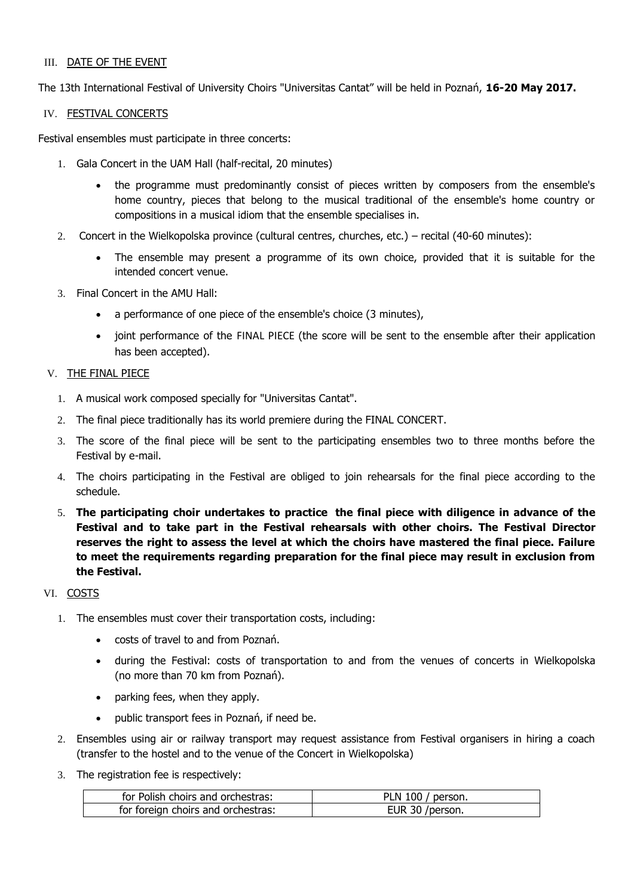## III. DATE OF THE EVENT

The 13th International Festival of University Choirs "Universitas Cantat" will be held in Poznań, **16-20 May 2017.**

## IV. FESTIVAL CONCERTS

Festival ensembles must participate in three concerts:

1. Gala Concert in the UAM Hall (half-recital, 20 minutes)
   - the programme must predominantly consist of pieces written by composers from the ensemble's home country, pieces that belong to the musical traditional of the ensemble's home country or compositions in a musical idiom that the ensemble specialises in.
2. Concert in the Wielkopolska province (cultural centres, churches, etc.) – recital (40-60 minutes):
   - The ensemble may present a programme of its own choice, provided that it is suitable for the intended concert venue.
3. Final Concert in the AMU Hall:
   - a performance of one piece of the ensemble's choice (3 minutes),
   - joint performance of the FINAL PIECE (the score will be sent to the ensemble after their application has been accepted).

## V. THE FINAL PIECE

1. A musical work composed specially for "Universitas Cantat".
2. The final piece traditionally has its world premiere during the FINAL CONCERT.
3. The score of the final piece will be sent to the participating ensembles two to three months before the Festival by e-mail.
4. The choirs participating in the Festival are obliged to join rehearsals for the final piece according to the schedule.
5. **The participating choir undertakes to practice the final piece with diligence in advance of the Festival and to take part in the Festival rehearsals with other choirs. The Festival Director reserves the right to assess the level at which the choirs have mastered the final piece. Failure to meet the requirements regarding preparation for the final piece may result in exclusion from the Festival.**

## VI. COSTS

1. The ensembles must cover their transportation costs, including:
   - costs of travel to and from Poznań.
   - during the Festival: costs of transportation to and from the venues of concerts in Wielkopolska (no more than 70 km from Poznań).
   - parking fees, when they apply.
   - public transport fees in Poznań, if need be.
2. Ensembles using air or railway transport may request assistance from Festival organisers in hiring a coach (transfer to the hostel and to the venue of the Concert in Wielkopolska)
3. The registration fee is respectively:

| for Polish choirs and orchestras: | PLN 100 / person. |
|---|---|
| for foreign choirs and orchestras: | EUR 30 /person. |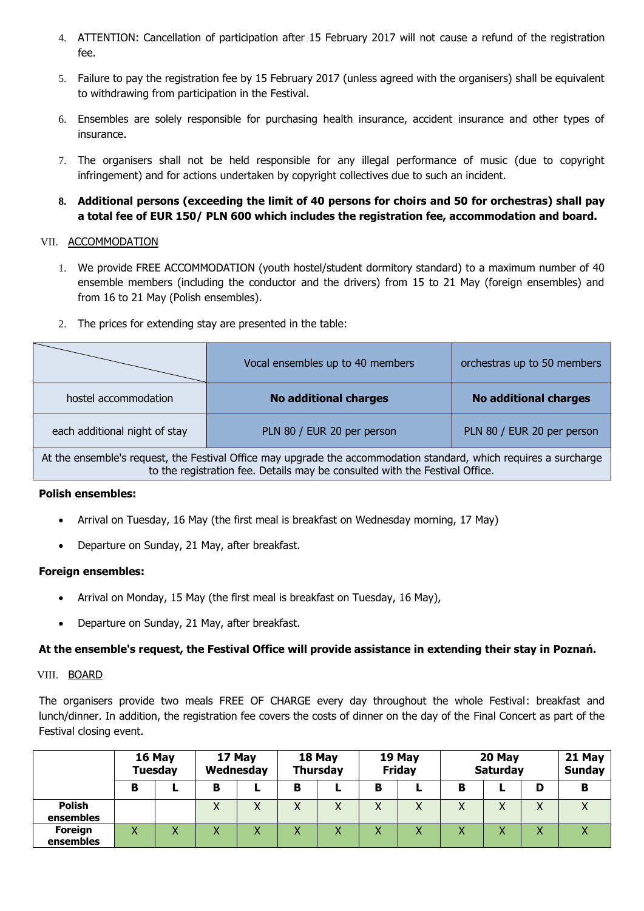4. ATTENTION: Cancellation of participation after 15 February 2017 will not cause a refund of the registration fee.

5. Failure to pay the registration fee by 15 February 2017 (unless agreed with the organisers) shall be equivalent to withdrawing from participation in the Festival.

6. Ensembles are solely responsible for purchasing health insurance, accident insurance and other types of insurance.

7. The organisers shall not be held responsible for any illegal performance of music (due to copyright infringement) and for actions undertaken by copyright collectives due to such an incident.

8. **Additional persons (exceeding the limit of 40 persons for choirs and 50 for orchestras) shall pay a total fee of EUR 150/ PLN 600 which includes the registration fee, accommodation and board.**

## VII. ACCOMMODATION

1. We provide FREE ACCOMMODATION (youth hostel/student dormitory standard) to a maximum number of 40 ensemble members (including the conductor and the drivers) from 15 to 21 May (foreign ensembles) and from 16 to 21 May (Polish ensembles).

2. The prices for extending stay are presented in the table:

| | Vocal ensembles up to 40 members | orchestras up to 50 members |
|---|---|---|
| hostel accommodation | **No additional charges** | **No additional charges** |
| each additional night of stay | PLN 80 / EUR 20 per person | PLN 80 / EUR 20 per person |
| At the ensemble's request, the Festival Office may upgrade the accommodation standard, which requires a surcharge to the registration fee. Details may be consulted with the Festival Office. | | |

**Polish ensembles:**

- Arrival on Tuesday, 16 May (the first meal is breakfast on Wednesday morning, 17 May)
- Departure on Sunday, 21 May, after breakfast.

**Foreign ensembles:**

- Arrival on Monday, 15 May (the first meal is breakfast on Tuesday, 16 May),
- Departure on Sunday, 21 May, after breakfast.

**At the ensemble's request, the Festival Office will provide assistance in extending their stay in Poznań.**

## VIII. BOARD

The organisers provide two meals FREE OF CHARGE every day throughout the whole Festival: breakfast and lunch/dinner. In addition, the registration fee covers the costs of dinner on the day of the Final Concert as part of the Festival closing event.

| | **16 May Tuesday** | | **17 May Wednesday** | | **18 May Thursday** | | **19 May Friday** | | **20 May Saturday** | | | **21 May Sunday** |
|---|---|---|---|---|---|---|---|---|---|---|---|---|
| | **B** | **L** | **B** | **L** | **B** | **L** | **B** | **L** | **B** | **L** | **D** | **B** |
| **Polish ensembles** | | | X | X | X | X | X | X | X | X | X | X |
| **Foreign ensembles** | X | X | X | X | X | X | X | X | X | X | X | X |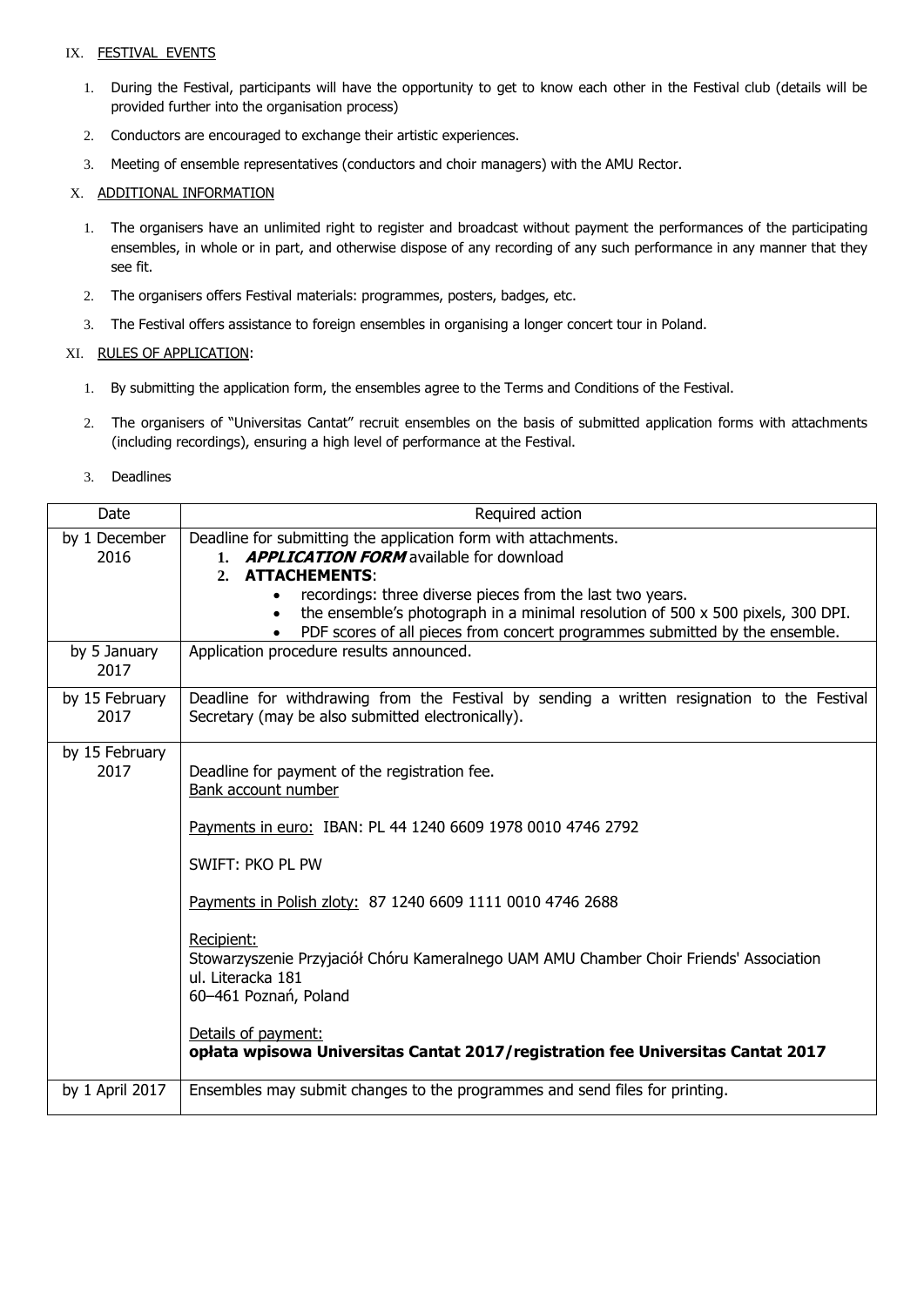## IX. FESTIVAL EVENTS

1. During the Festival, participants will have the opportunity to get to know each other in the Festival club (details will be provided further into the organisation process)
2. Conductors are encouraged to exchange their artistic experiences.
3. Meeting of ensemble representatives (conductors and choir managers) with the AMU Rector.

## X. ADDITIONAL INFORMATION

1. The organisers have an unlimited right to register and broadcast without payment the performances of the participating ensembles, in whole or in part, and otherwise dispose of any recording of any such performance in any manner that they see fit.
2. The organisers offers Festival materials: programmes, posters, badges, etc.
3. The Festival offers assistance to foreign ensembles in organising a longer concert tour in Poland.

## XI. RULES OF APPLICATION:

1. By submitting the application form, the ensembles agree to the Terms and Conditions of the Festival.
2. The organisers of "Universitas Cantat" recruit ensembles on the basis of submitted application forms with attachments (including recordings), ensuring a high level of performance at the Festival.
3. Deadlines

| Date | Required action |
|---|---|
| by 1 December 2016 | Deadline for submitting the application form with attachments.<br>1. ***APPLICATION FORM*** available for download<br>2. **ATTACHEMENTS**:<br>• recordings: three diverse pieces from the last two years.<br>• the ensemble's photograph in a minimal resolution of 500 x 500 pixels, 300 DPI.<br>• PDF scores of all pieces from concert programmes submitted by the ensemble. |
| by 5 January 2017 | Application procedure results announced. |
| by 15 February 2017 | Deadline for withdrawing from the Festival by sending a written resignation to the Festival Secretary (may be also submitted electronically). |
| by 15 February 2017 | Deadline for payment of the registration fee.<br>Bank account number<br><br>Payments in euro: IBAN: PL 44 1240 6609 1978 0010 4746 2792<br><br>SWIFT: PKO PL PW<br><br>Payments in Polish zloty: 87 1240 6609 1111 0010 4746 2688<br><br>Recipient:<br>Stowarzyszenie Przyjaciół Chóru Kameralnego UAM AMU Chamber Choir Friends' Association<br>ul. Literacka 181<br>60–461 Poznań, Poland<br><br>Details of payment:<br>**opłata wpisowa Universitas Cantat 2017/registration fee Universitas Cantat 2017** |
| by 1 April 2017 | Ensembles may submit changes to the programmes and send files for printing. |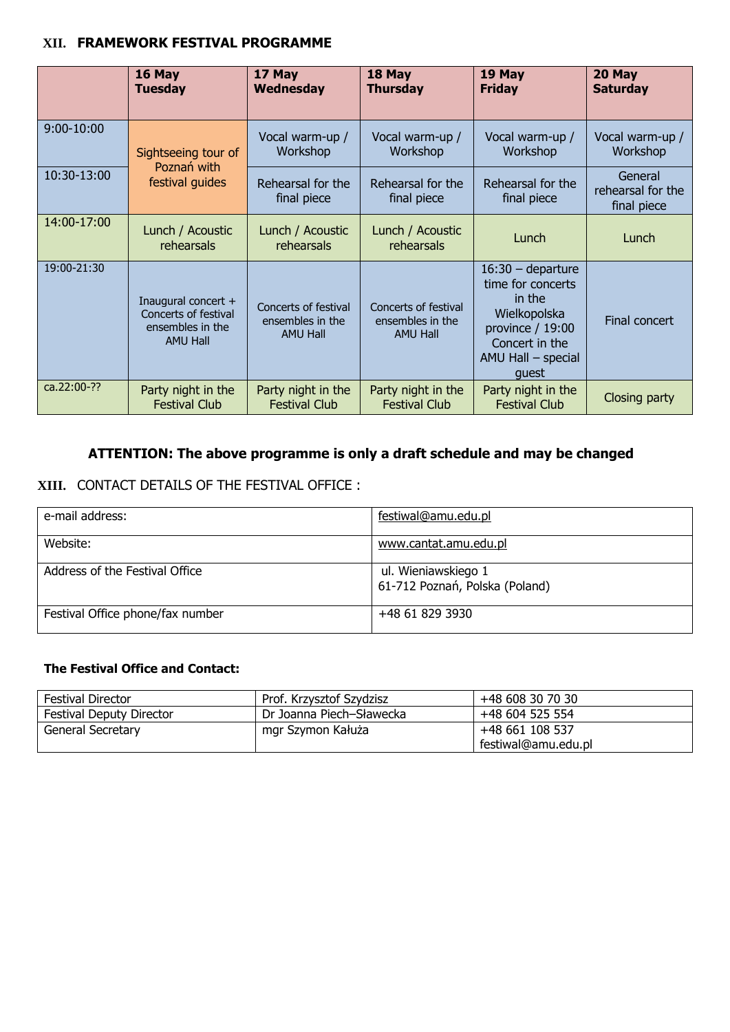## XII. FRAMEWORK FESTIVAL PROGRAMME

| | 16 May Tuesday | 17 May Wednesday | 18 May Thursday | 19 May Friday | 20 May Saturday |
|---|---|---|---|---|---|
| 9:00-10:00 | Sightseeing tour of Poznań with festival guides | Vocal warm-up / Workshop | Vocal warm-up / Workshop | Vocal warm-up / Workshop | Vocal warm-up / Workshop |
| 10:30-13:00 | | Rehearsal for the final piece | Rehearsal for the final piece | Rehearsal for the final piece | General rehearsal for the final piece |
| 14:00-17:00 | Lunch / Acoustic rehearsals | Lunch / Acoustic rehearsals | Lunch / Acoustic rehearsals | Lunch | Lunch |
| 19:00-21:30 | Inaugural concert + Concerts of festival ensembles in the AMU Hall | Concerts of festival ensembles in the AMU Hall | Concerts of festival ensembles in the AMU Hall | 16:30 – departure time for concerts in the Wielkopolska province / 19:00 Concert in the AMU Hall – special guest | Final concert |
| ca.22:00-?? | Party night in the Festival Club | Party night in the Festival Club | Party night in the Festival Club | Party night in the Festival Club | Closing party |

**ATTENTION: The above programme is only a draft schedule and may be changed**

## XIII. CONTACT DETAILS OF THE FESTIVAL OFFICE :

| | |
|---|---|
| e-mail address: | festiwal@amu.edu.pl |
| Website: | www.cantat.amu.edu.pl |
| Address of the Festival Office | ul. Wieniawskiego 1<br>61-712 Poznań, Polska (Poland) |
| Festival Office phone/fax number | +48 61 829 3930 |

**The Festival Office and Contact:**

| | | |
|---|---|---|
| Festival Director | Prof. Krzysztof Szydzisz | +48 608 30 70 30 |
| Festival Deputy Director | Dr Joanna Piech–Sławecka | +48 604 525 554 |
| General Secretary | mgr Szymon Kałuża | +48 661 108 537<br>festiwal@amu.edu.pl |